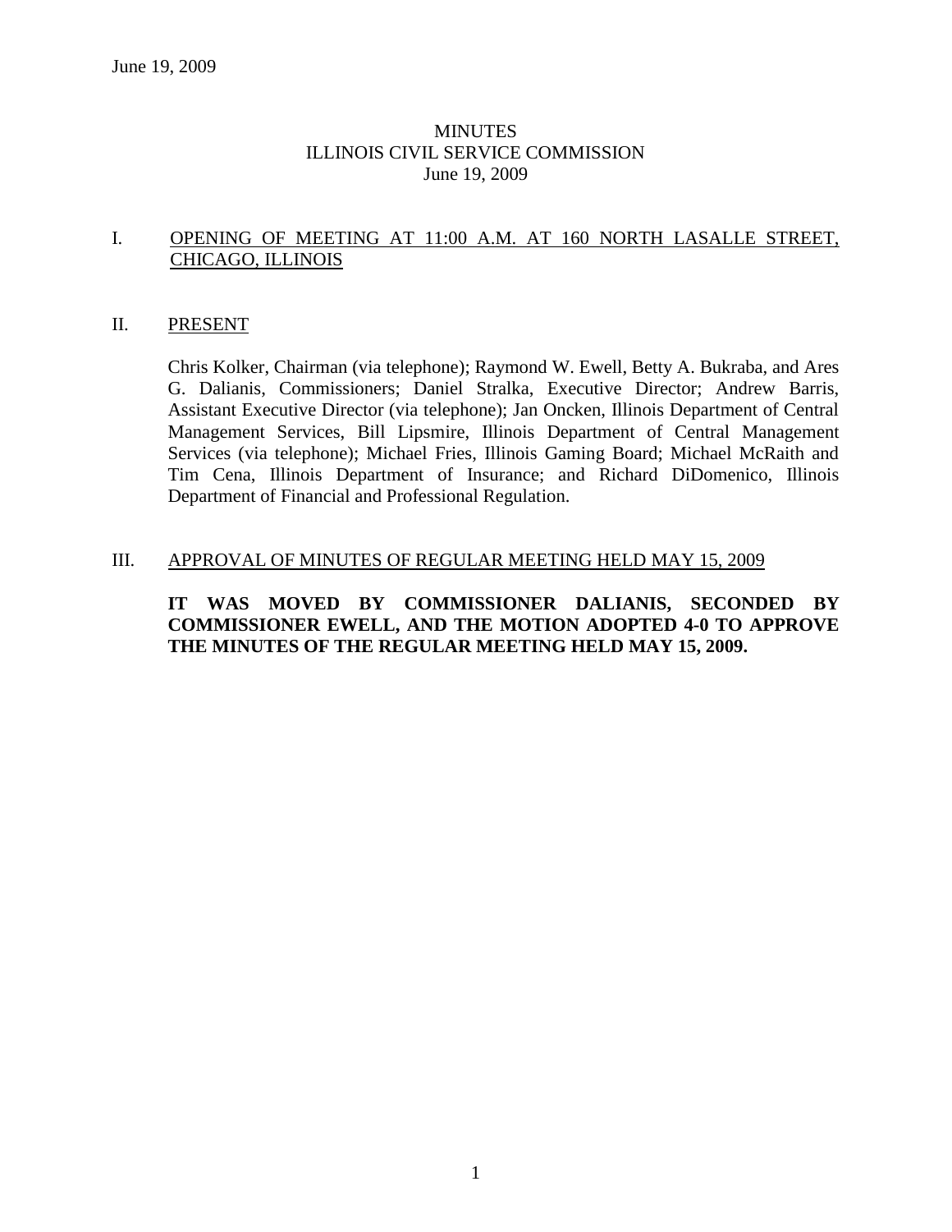# MINUTES
## ILLINOIS CIVIL SERVICE COMMISSION
### June 19, 2009

I. OPENING OF MEETING AT 11:00 A.M. AT 160 NORTH LASALLE STREET, CHICAGO, ILLINOIS

II. PRESENT

Chris Kolker, Chairman (via telephone); Raymond W. Ewell, Betty A. Bukraba, and Ares G. Dalianis, Commissioners; Daniel Stralka, Executive Director; Andrew Barris, Assistant Executive Director (via telephone); Jan Oncken, Illinois Department of Central Management Services, Bill Lipsmire, Illinois Department of Central Management Services (via telephone); Michael Fries, Illinois Gaming Board; Michael McRaith and Tim Cena, Illinois Department of Insurance; and Richard DiDomenico, Illinois Department of Financial and Professional Regulation.

III. APPROVAL OF MINUTES OF REGULAR MEETING HELD MAY 15, 2009

**IT WAS MOVED BY COMMISSIONER DALIANIS, SECONDED BY COMMISSIONER EWELL, AND THE MOTION ADOPTED 4-0 TO APPROVE THE MINUTES OF THE REGULAR MEETING HELD MAY 15, 2009.**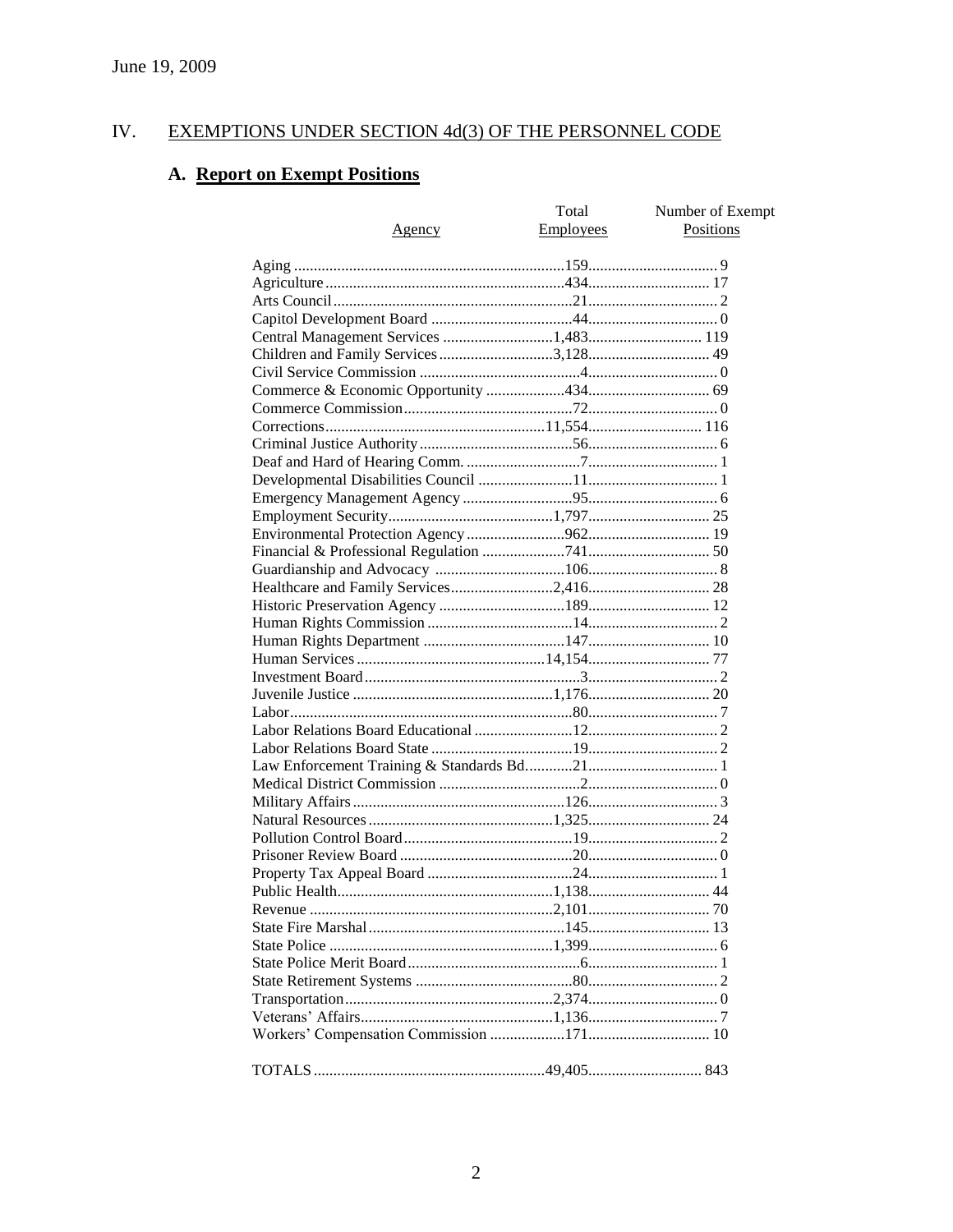June 19, 2009

## IV. EXEMPTIONS UNDER SECTION 4d(3) OF THE PERSONNEL CODE

### A. Report on Exempt Positions

| Agency | Total Employees | Number of Exempt Positions |
|---|---|---|
| Aging | 159 | 9 |
| Agriculture | 434 | 17 |
| Arts Council | 21 | 2 |
| Capitol Development Board | 44 | 0 |
| Central Management Services | 1,483 | 119 |
| Children and Family Services | 3,128 | 49 |
| Civil Service Commission | 4 | 0 |
| Commerce & Economic Opportunity | 434 | 69 |
| Commerce Commission | 72 | 0 |
| Corrections | 11,554 | 116 |
| Criminal Justice Authority | 56 | 6 |
| Deaf and Hard of Hearing Comm. | 7 | 1 |
| Developmental Disabilities Council | 11 | 1 |
| Emergency Management Agency | 95 | 6 |
| Employment Security | 1,797 | 25 |
| Environmental Protection Agency | 962 | 19 |
| Financial & Professional Regulation | 741 | 50 |
| Guardianship and Advocacy | 106 | 8 |
| Healthcare and Family Services | 2,416 | 28 |
| Historic Preservation Agency | 189 | 12 |
| Human Rights Commission | 14 | 2 |
| Human Rights Department | 147 | 10 |
| Human Services | 14,154 | 77 |
| Investment Board | 3 | 2 |
| Juvenile Justice | 1,176 | 20 |
| Labor | 80 | 7 |
| Labor Relations Board Educational | 12 | 2 |
| Labor Relations Board State | 19 | 2 |
| Law Enforcement Training & Standards Bd. | 21 | 1 |
| Medical District Commission | 2 | 0 |
| Military Affairs | 126 | 3 |
| Natural Resources | 1,325 | 24 |
| Pollution Control Board | 19 | 2 |
| Prisoner Review Board | 20 | 0 |
| Property Tax Appeal Board | 24 | 1 |
| Public Health | 1,138 | 44 |
| Revenue | 2,101 | 70 |
| State Fire Marshal | 145 | 13 |
| State Police | 1,399 | 6 |
| State Police Merit Board | 6 | 1 |
| State Retirement Systems | 80 | 2 |
| Transportation | 2,374 | 0 |
| Veterans' Affairs | 1,136 | 7 |
| Workers' Compensation Commission | 171 | 10 |
| TOTALS | 49,405 | 843 |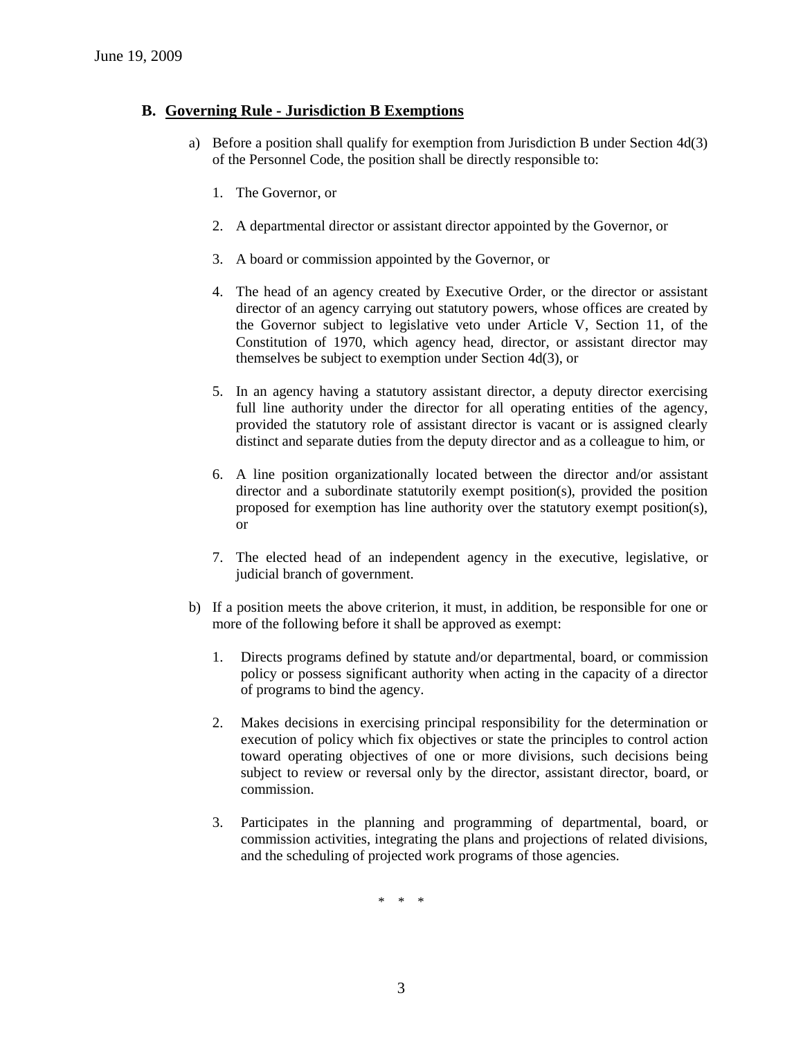## B. Governing Rule - Jurisdiction B Exemptions

a) Before a position shall qualify for exemption from Jurisdiction B under Section 4d(3) of the Personnel Code, the position shall be directly responsible to:

1. The Governor, or

2. A departmental director or assistant director appointed by the Governor, or

3. A board or commission appointed by the Governor, or

4. The head of an agency created by Executive Order, or the director or assistant director of an agency carrying out statutory powers, whose offices are created by the Governor subject to legislative veto under Article V, Section 11, of the Constitution of 1970, which agency head, director, or assistant director may themselves be subject to exemption under Section 4d(3), or

5. In an agency having a statutory assistant director, a deputy director exercising full line authority under the director for all operating entities of the agency, provided the statutory role of assistant director is vacant or is assigned clearly distinct and separate duties from the deputy director and as a colleague to him, or

6. A line position organizationally located between the director and/or assistant director and a subordinate statutorily exempt position(s), provided the position proposed for exemption has line authority over the statutory exempt position(s), or

7. The elected head of an independent agency in the executive, legislative, or judicial branch of government.

b) If a position meets the above criterion, it must, in addition, be responsible for one or more of the following before it shall be approved as exempt:

1. Directs programs defined by statute and/or departmental, board, or commission policy or possess significant authority when acting in the capacity of a director of programs to bind the agency.

2. Makes decisions in exercising principal responsibility for the determination or execution of policy which fix objectives or state the principles to control action toward operating objectives of one or more divisions, such decisions being subject to review or reversal only by the director, assistant director, board, or commission.

3. Participates in the planning and programming of departmental, board, or commission activities, integrating the plans and projections of related divisions, and the scheduling of projected work programs of those agencies.

\* \* \*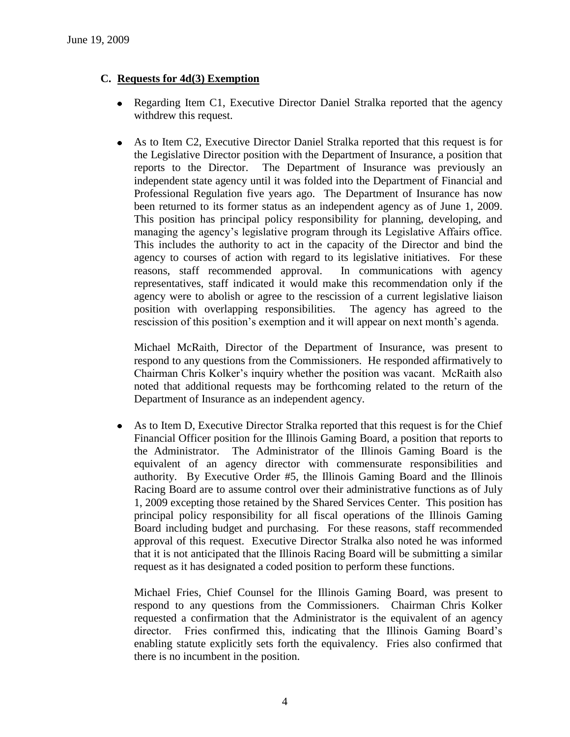June 19, 2009

## C. Requests for 4d(3) Exemption

- Regarding Item C1, Executive Director Daniel Stralka reported that the agency withdrew this request.

- As to Item C2, Executive Director Daniel Stralka reported that this request is for the Legislative Director position with the Department of Insurance, a position that reports to the Director. The Department of Insurance was previously an independent state agency until it was folded into the Department of Financial and Professional Regulation five years ago. The Department of Insurance has now been returned to its former status as an independent agency as of June 1, 2009. This position has principal policy responsibility for planning, developing, and managing the agency's legislative program through its Legislative Affairs office. This includes the authority to act in the capacity of the Director and bind the agency to courses of action with regard to its legislative initiatives. For these reasons, staff recommended approval. In communications with agency representatives, staff indicated it would make this recommendation only if the agency were to abolish or agree to the rescission of a current legislative liaison position with overlapping responsibilities. The agency has agreed to the rescission of this position's exemption and it will appear on next month's agenda.

  Michael McRaith, Director of the Department of Insurance, was present to respond to any questions from the Commissioners. He responded affirmatively to Chairman Chris Kolker's inquiry whether the position was vacant. McRaith also noted that additional requests may be forthcoming related to the return of the Department of Insurance as an independent agency.

- As to Item D, Executive Director Stralka reported that this request is for the Chief Financial Officer position for the Illinois Gaming Board, a position that reports to the Administrator. The Administrator of the Illinois Gaming Board is the equivalent of an agency director with commensurate responsibilities and authority. By Executive Order #5, the Illinois Gaming Board and the Illinois Racing Board are to assume control over their administrative functions as of July 1, 2009 excepting those retained by the Shared Services Center. This position has principal policy responsibility for all fiscal operations of the Illinois Gaming Board including budget and purchasing. For these reasons, staff recommended approval of this request. Executive Director Stralka also noted he was informed that it is not anticipated that the Illinois Racing Board will be submitting a similar request as it has designated a coded position to perform these functions.

  Michael Fries, Chief Counsel for the Illinois Gaming Board, was present to respond to any questions from the Commissioners. Chairman Chris Kolker requested a confirmation that the Administrator is the equivalent of an agency director. Fries confirmed this, indicating that the Illinois Gaming Board's enabling statute explicitly sets forth the equivalency. Fries also confirmed that there is no incumbent in the position.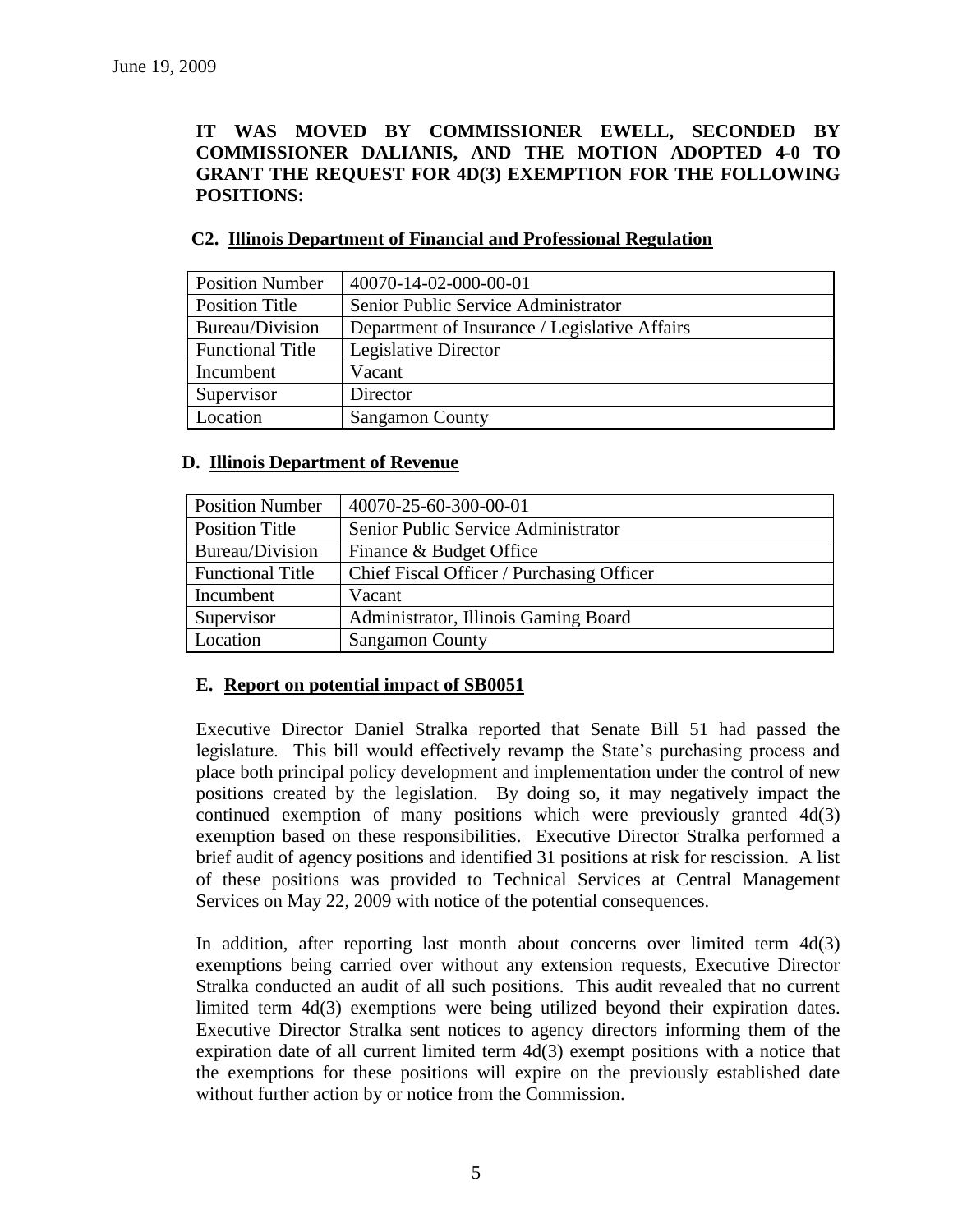June 19, 2009

**IT WAS MOVED BY COMMISSIONER EWELL, SECONDED BY COMMISSIONER DALIANIS, AND THE MOTION ADOPTED 4-0 TO GRANT THE REQUEST FOR 4D(3) EXEMPTION FOR THE FOLLOWING POSITIONS:**

**C2. Illinois Department of Financial and Professional Regulation**

| Position Number | 40070-14-02-000-00-01 |
|---|---|
| Position Title | Senior Public Service Administrator |
| Bureau/Division | Department of Insurance / Legislative Affairs |
| Functional Title | Legislative Director |
| Incumbent | Vacant |
| Supervisor | Director |
| Location | Sangamon County |

**D. Illinois Department of Revenue**

| Position Number | 40070-25-60-300-00-01 |
|---|---|
| Position Title | Senior Public Service Administrator |
| Bureau/Division | Finance & Budget Office |
| Functional Title | Chief Fiscal Officer / Purchasing Officer |
| Incumbent | Vacant |
| Supervisor | Administrator, Illinois Gaming Board |
| Location | Sangamon County |

**E. Report on potential impact of SB0051**

Executive Director Daniel Stralka reported that Senate Bill 51 had passed the legislature. This bill would effectively revamp the State's purchasing process and place both principal policy development and implementation under the control of new positions created by the legislation. By doing so, it may negatively impact the continued exemption of many positions which were previously granted 4d(3) exemption based on these responsibilities. Executive Director Stralka performed a brief audit of agency positions and identified 31 positions at risk for rescission. A list of these positions was provided to Technical Services at Central Management Services on May 22, 2009 with notice of the potential consequences.

In addition, after reporting last month about concerns over limited term 4d(3) exemptions being carried over without any extension requests, Executive Director Stralka conducted an audit of all such positions. This audit revealed that no current limited term 4d(3) exemptions were being utilized beyond their expiration dates. Executive Director Stralka sent notices to agency directors informing them of the expiration date of all current limited term 4d(3) exempt positions with a notice that the exemptions for these positions will expire on the previously established date without further action by or notice from the Commission.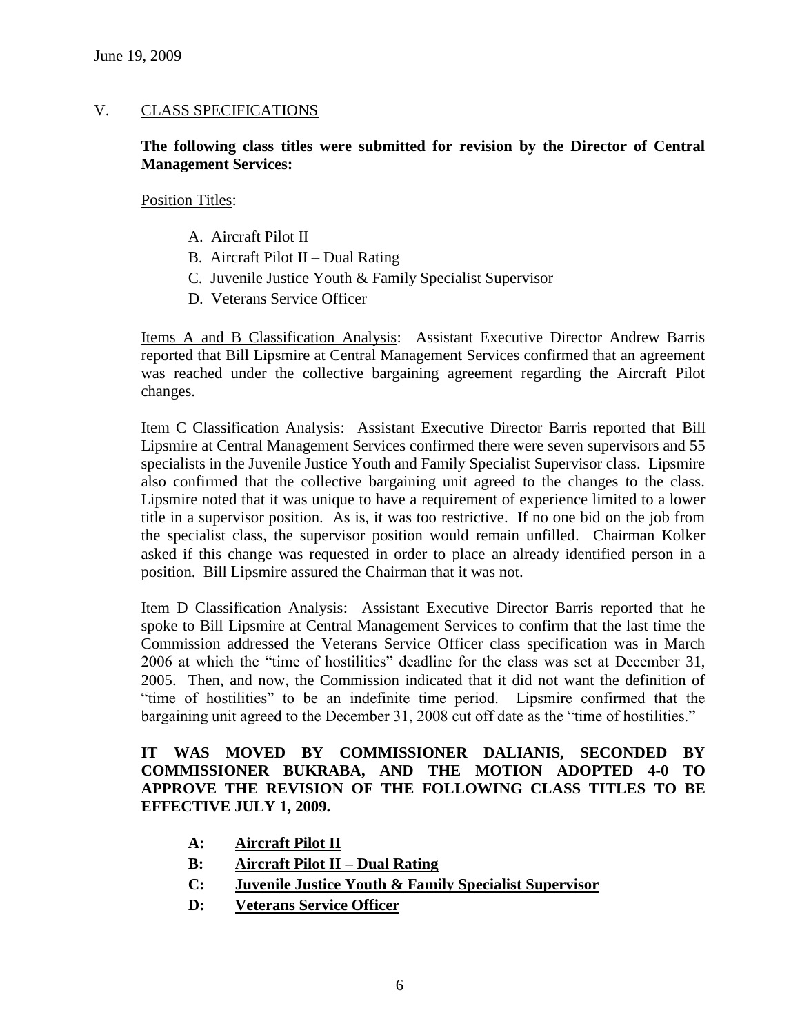June 19, 2009

## V. CLASS SPECIFICATIONS

**The following class titles were submitted for revision by the Director of Central Management Services:**

Position Titles:

A. Aircraft Pilot II
B. Aircraft Pilot II – Dual Rating
C. Juvenile Justice Youth & Family Specialist Supervisor
D. Veterans Service Officer

Items A and B Classification Analysis: Assistant Executive Director Andrew Barris reported that Bill Lipsmire at Central Management Services confirmed that an agreement was reached under the collective bargaining agreement regarding the Aircraft Pilot changes.

Item C Classification Analysis: Assistant Executive Director Barris reported that Bill Lipsmire at Central Management Services confirmed there were seven supervisors and 55 specialists in the Juvenile Justice Youth and Family Specialist Supervisor class. Lipsmire also confirmed that the collective bargaining unit agreed to the changes to the class. Lipsmire noted that it was unique to have a requirement of experience limited to a lower title in a supervisor position. As is, it was too restrictive. If no one bid on the job from the specialist class, the supervisor position would remain unfilled. Chairman Kolker asked if this change was requested in order to place an already identified person in a position. Bill Lipsmire assured the Chairman that it was not.

Item D Classification Analysis: Assistant Executive Director Barris reported that he spoke to Bill Lipsmire at Central Management Services to confirm that the last time the Commission addressed the Veterans Service Officer class specification was in March 2006 at which the "time of hostilities" deadline for the class was set at December 31, 2005. Then, and now, the Commission indicated that it did not want the definition of "time of hostilities" to be an indefinite time period. Lipsmire confirmed that the bargaining unit agreed to the December 31, 2008 cut off date as the "time of hostilities."

**IT WAS MOVED BY COMMISSIONER DALIANIS, SECONDED BY COMMISSIONER BUKRABA, AND THE MOTION ADOPTED 4-0 TO APPROVE THE REVISION OF THE FOLLOWING CLASS TITLES TO BE EFFECTIVE JULY 1, 2009.**

**A: Aircraft Pilot II**
**B: Aircraft Pilot II – Dual Rating**
**C: Juvenile Justice Youth & Family Specialist Supervisor**
**D: Veterans Service Officer**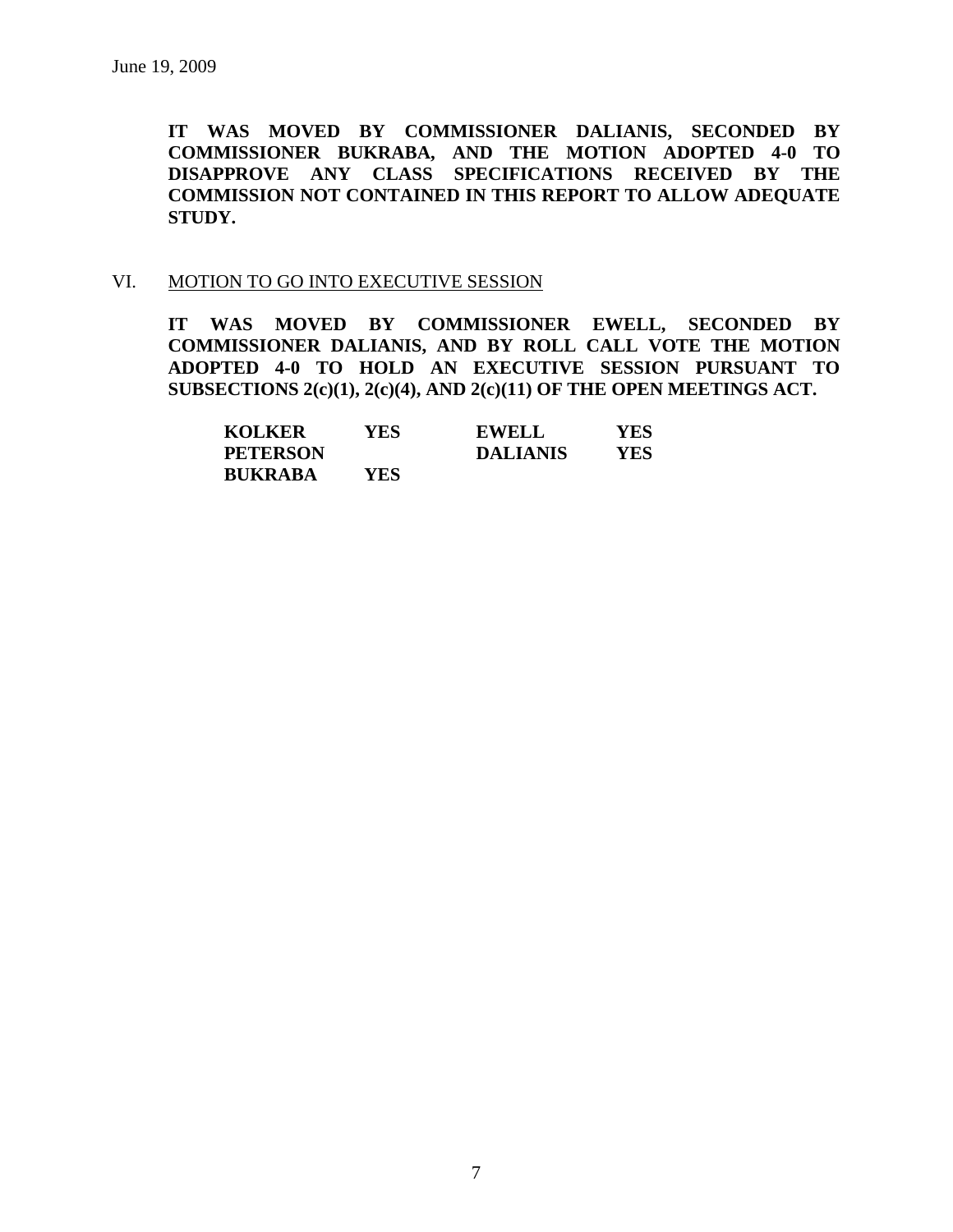June 19, 2009

**IT WAS MOVED BY COMMISSIONER DALIANIS, SECONDED BY COMMISSIONER BUKRABA, AND THE MOTION ADOPTED 4-0 TO DISAPPROVE ANY CLASS SPECIFICATIONS RECEIVED BY THE COMMISSION NOT CONTAINED IN THIS REPORT TO ALLOW ADEQUATE STUDY.**

VI. MOTION TO GO INTO EXECUTIVE SESSION

**IT WAS MOVED BY COMMISSIONER EWELL, SECONDED BY COMMISSIONER DALIANIS, AND BY ROLL CALL VOTE THE MOTION ADOPTED 4-0 TO HOLD AN EXECUTIVE SESSION PURSUANT TO SUBSECTIONS 2(c)(1), 2(c)(4), AND 2(c)(11) OF THE OPEN MEETINGS ACT.**

| | | | |
|---|---|---|---|
| **KOLKER** | **YES** | **EWELL** | **YES** |
| **PETERSON** | | **DALIANIS** | **YES** |
| **BUKRABA** | **YES** | | |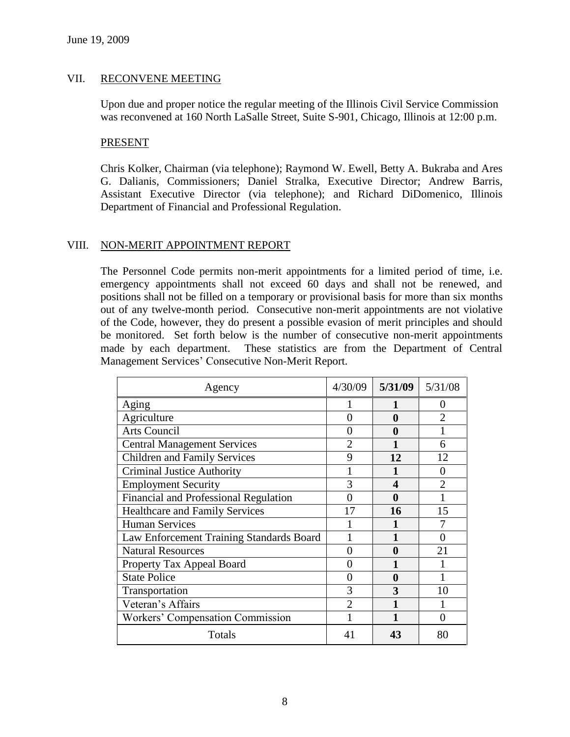June 19, 2009

## VII. RECONVENE MEETING

Upon due and proper notice the regular meeting of the Illinois Civil Service Commission was reconvened at 160 North LaSalle Street, Suite S-901, Chicago, Illinois at 12:00 p.m.

### PRESENT

Chris Kolker, Chairman (via telephone); Raymond W. Ewell, Betty A. Bukraba and Ares G. Dalianis, Commissioners; Daniel Stralka, Executive Director; Andrew Barris, Assistant Executive Director (via telephone); and Richard DiDomenico, Illinois Department of Financial and Professional Regulation.

## VIII. NON-MERIT APPOINTMENT REPORT

The Personnel Code permits non-merit appointments for a limited period of time, i.e. emergency appointments shall not exceed 60 days and shall not be renewed, and positions shall not be filled on a temporary or provisional basis for more than six months out of any twelve-month period. Consecutive non-merit appointments are not violative of the Code, however, they do present a possible evasion of merit principles and should be monitored. Set forth below is the number of consecutive non-merit appointments made by each department. These statistics are from the Department of Central Management Services' Consecutive Non-Merit Report.

| Agency | 4/30/09 | **5/31/09** | 5/31/08 |
|---|---|---|---|
| Aging | 1 | **1** | 0 |
| Agriculture | 0 | **0** | 2 |
| Arts Council | 0 | **0** | 1 |
| Central Management Services | 2 | **1** | 6 |
| Children and Family Services | 9 | **12** | 12 |
| Criminal Justice Authority | 1 | **1** | 0 |
| Employment Security | 3 | **4** | 2 |
| Financial and Professional Regulation | 0 | **0** | 1 |
| Healthcare and Family Services | 17 | **16** | 15 |
| Human Services | 1 | **1** | 7 |
| Law Enforcement Training Standards Board | 1 | **1** | 0 |
| Natural Resources | 0 | **0** | 21 |
| Property Tax Appeal Board | 0 | **1** | 1 |
| State Police | 0 | **0** | 1 |
| Transportation | 3 | **3** | 10 |
| Veteran's Affairs | 2 | **1** | 1 |
| Workers' Compensation Commission | 1 | **1** | 0 |
| Totals | 41 | **43** | 80 |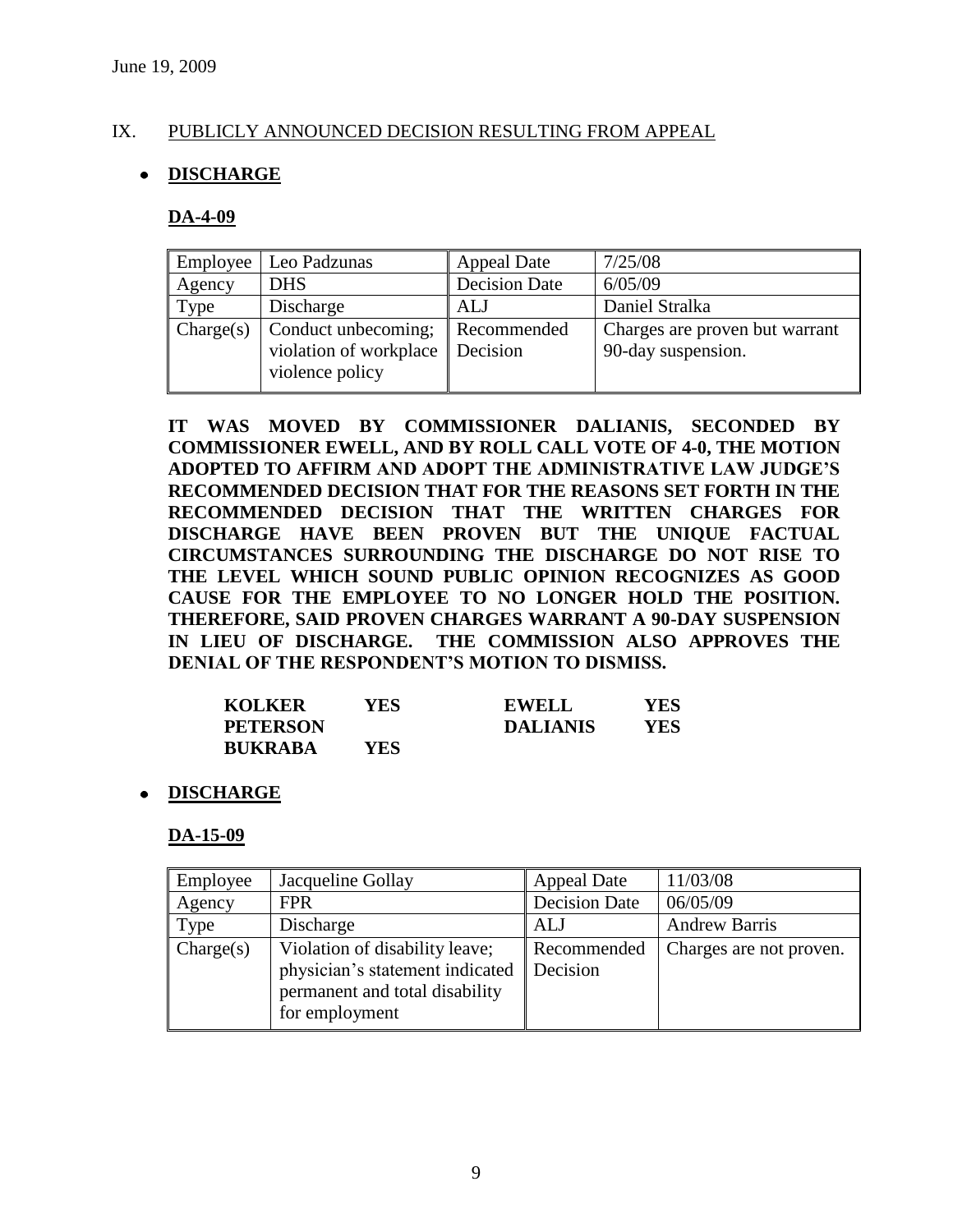June 19, 2009

## IX. PUBLICLY ANNOUNCED DECISION RESULTING FROM APPEAL

- **DISCHARGE**

### DA-4-09

| Employee | Leo Padzunas | Appeal Date | 7/25/08 |
|---|---|---|---|
| Agency | DHS | Decision Date | 6/05/09 |
| Type | Discharge | ALJ | Daniel Stralka |
| Charge(s) | Conduct unbecoming; violation of workplace violence policy | Recommended Decision | Charges are proven but warrant 90-day suspension. |

**IT WAS MOVED BY COMMISSIONER DALIANIS, SECONDED BY COMMISSIONER EWELL, AND BY ROLL CALL VOTE OF 4-0, THE MOTION ADOPTED TO AFFIRM AND ADOPT THE ADMINISTRATIVE LAW JUDGE'S RECOMMENDED DECISION THAT FOR THE REASONS SET FORTH IN THE RECOMMENDED DECISION THAT THE WRITTEN CHARGES FOR DISCHARGE HAVE BEEN PROVEN BUT THE UNIQUE FACTUAL CIRCUMSTANCES SURROUNDING THE DISCHARGE DO NOT RISE TO THE LEVEL WHICH SOUND PUBLIC OPINION RECOGNIZES AS GOOD CAUSE FOR THE EMPLOYEE TO NO LONGER HOLD THE POSITION. THEREFORE, SAID PROVEN CHARGES WARRANT A 90-DAY SUSPENSION IN LIEU OF DISCHARGE. THE COMMISSION ALSO APPROVES THE DENIAL OF THE RESPONDENT'S MOTION TO DISMISS.**

| | | | |
|---|---|---|---|
| **KOLKER** | **YES** | **EWELL** | **YES** |
| **PETERSON** | | **DALIANIS** | **YES** |
| **BUKRABA** | **YES** | | |

- **DISCHARGE**

### DA-15-09

| Employee | Jacqueline Gollay | Appeal Date | 11/03/08 |
|---|---|---|---|
| Agency | FPR | Decision Date | 06/05/09 |
| Type | Discharge | ALJ | Andrew Barris |
| Charge(s) | Violation of disability leave; physician's statement indicated permanent and total disability for employment | Recommended Decision | Charges are not proven. |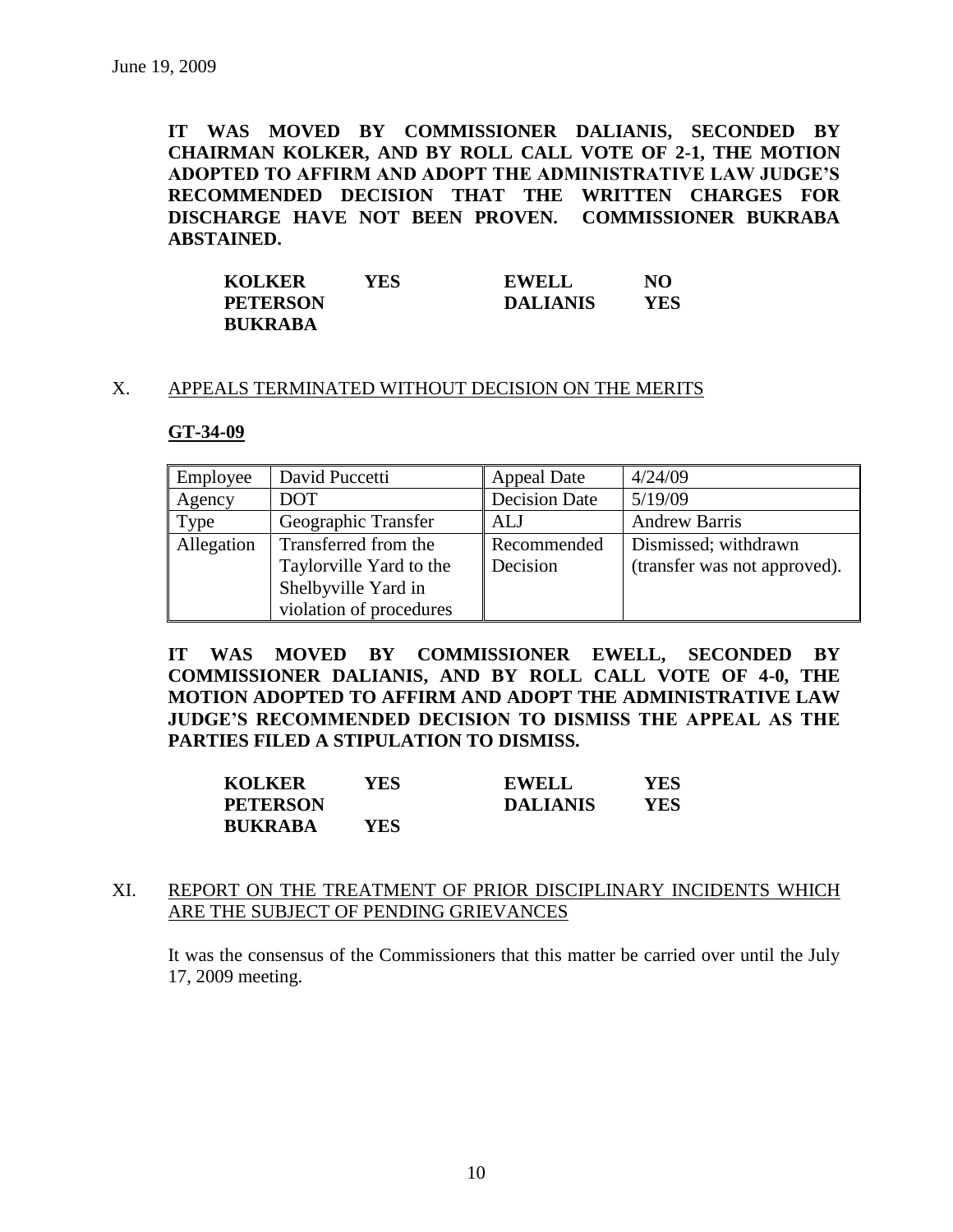June 19, 2009

**IT WAS MOVED BY COMMISSIONER DALIANIS, SECONDED BY CHAIRMAN KOLKER, AND BY ROLL CALL VOTE OF 2-1, THE MOTION ADOPTED TO AFFIRM AND ADOPT THE ADMINISTRATIVE LAW JUDGE'S RECOMMENDED DECISION THAT THE WRITTEN CHARGES FOR DISCHARGE HAVE NOT BEEN PROVEN. COMMISSIONER BUKRABA ABSTAINED.**

| | | | |
|---|---|---|---|
| **KOLKER** | **YES** | **EWELL** | **NO** |
| **PETERSON** | | **DALIANIS** | **YES** |
| **BUKRABA** | | | |

## X. APPEALS TERMINATED WITHOUT DECISION ON THE MERITS

### GT-34-09

| Employee | David Puccetti | Appeal Date | 4/24/09 |
|---|---|---|---|
| Agency | DOT | Decision Date | 5/19/09 |
| Type | Geographic Transfer | ALJ | Andrew Barris |
| Allegation | Transferred from the Taylorville Yard to the Shelbyville Yard in violation of procedures | Recommended Decision | Dismissed; withdrawn (transfer was not approved). |

**IT WAS MOVED BY COMMISSIONER EWELL, SECONDED BY COMMISSIONER DALIANIS, AND BY ROLL CALL VOTE OF 4-0, THE MOTION ADOPTED TO AFFIRM AND ADOPT THE ADMINISTRATIVE LAW JUDGE'S RECOMMENDED DECISION TO DISMISS THE APPEAL AS THE PARTIES FILED A STIPULATION TO DISMISS.**

| | | | |
|---|---|---|---|
| **KOLKER** | **YES** | **EWELL** | **YES** |
| **PETERSON** | | **DALIANIS** | **YES** |
| **BUKRABA** | **YES** | | |

## XI. REPORT ON THE TREATMENT OF PRIOR DISCIPLINARY INCIDENTS WHICH ARE THE SUBJECT OF PENDING GRIEVANCES

It was the consensus of the Commissioners that this matter be carried over until the July 17, 2009 meeting.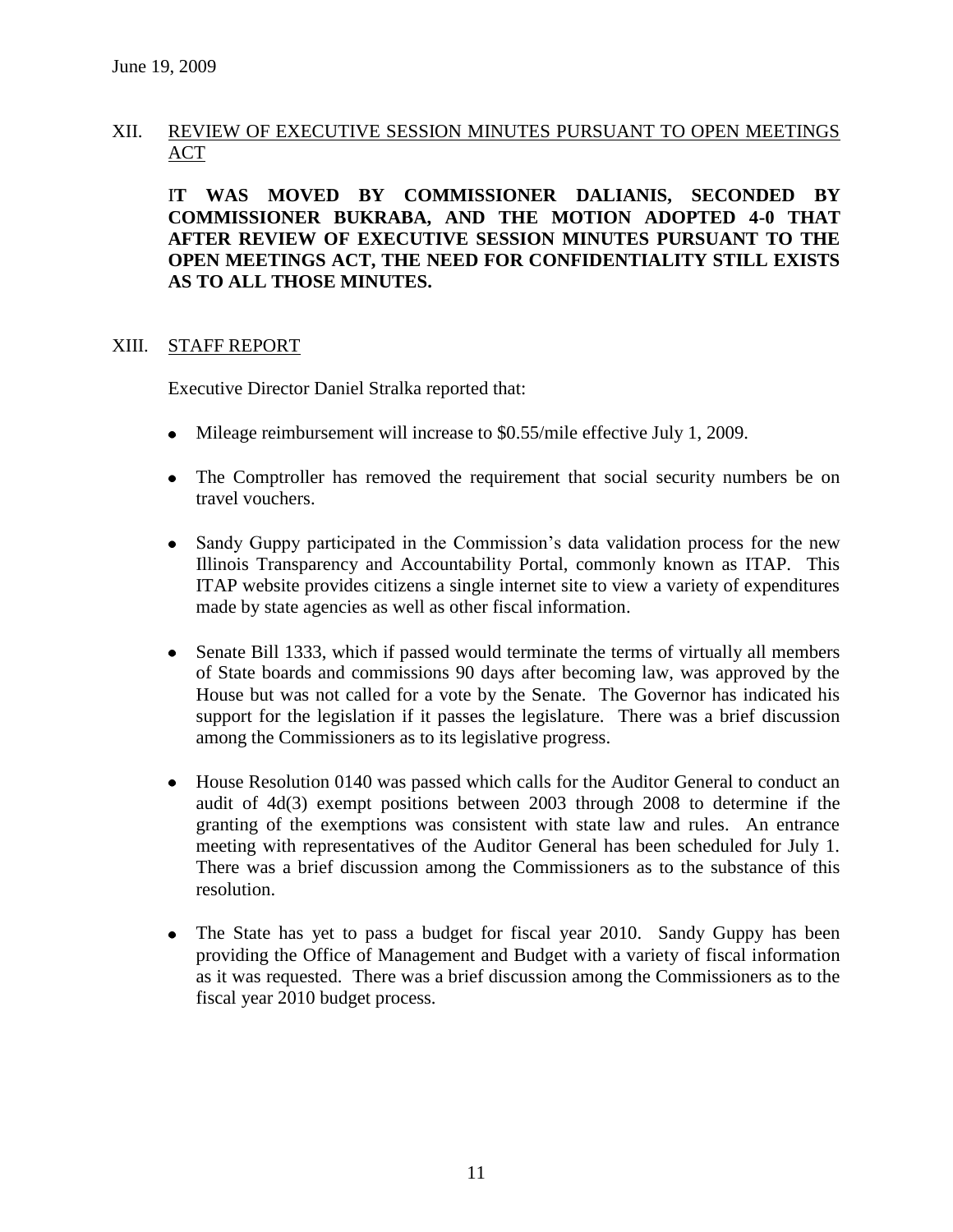June 19, 2009

## XII. REVIEW OF EXECUTIVE SESSION MINUTES PURSUANT TO OPEN MEETINGS ACT

**IT WAS MOVED BY COMMISSIONER DALIANIS, SECONDED BY COMMISSIONER BUKRABA, AND THE MOTION ADOPTED 4-0 THAT AFTER REVIEW OF EXECUTIVE SESSION MINUTES PURSUANT TO THE OPEN MEETINGS ACT, THE NEED FOR CONFIDENTIALITY STILL EXISTS AS TO ALL THOSE MINUTES.**

## XIII. STAFF REPORT

Executive Director Daniel Stralka reported that:

- Mileage reimbursement will increase to $0.55/mile effective July 1, 2009.
- The Comptroller has removed the requirement that social security numbers be on travel vouchers.
- Sandy Guppy participated in the Commission's data validation process for the new Illinois Transparency and Accountability Portal, commonly known as ITAP. This ITAP website provides citizens a single internet site to view a variety of expenditures made by state agencies as well as other fiscal information.
- Senate Bill 1333, which if passed would terminate the terms of virtually all members of State boards and commissions 90 days after becoming law, was approved by the House but was not called for a vote by the Senate. The Governor has indicated his support for the legislation if it passes the legislature. There was a brief discussion among the Commissioners as to its legislative progress.
- House Resolution 0140 was passed which calls for the Auditor General to conduct an audit of 4d(3) exempt positions between 2003 through 2008 to determine if the granting of the exemptions was consistent with state law and rules. An entrance meeting with representatives of the Auditor General has been scheduled for July 1. There was a brief discussion among the Commissioners as to the substance of this resolution.
- The State has yet to pass a budget for fiscal year 2010. Sandy Guppy has been providing the Office of Management and Budget with a variety of fiscal information as it was requested. There was a brief discussion among the Commissioners as to the fiscal year 2010 budget process.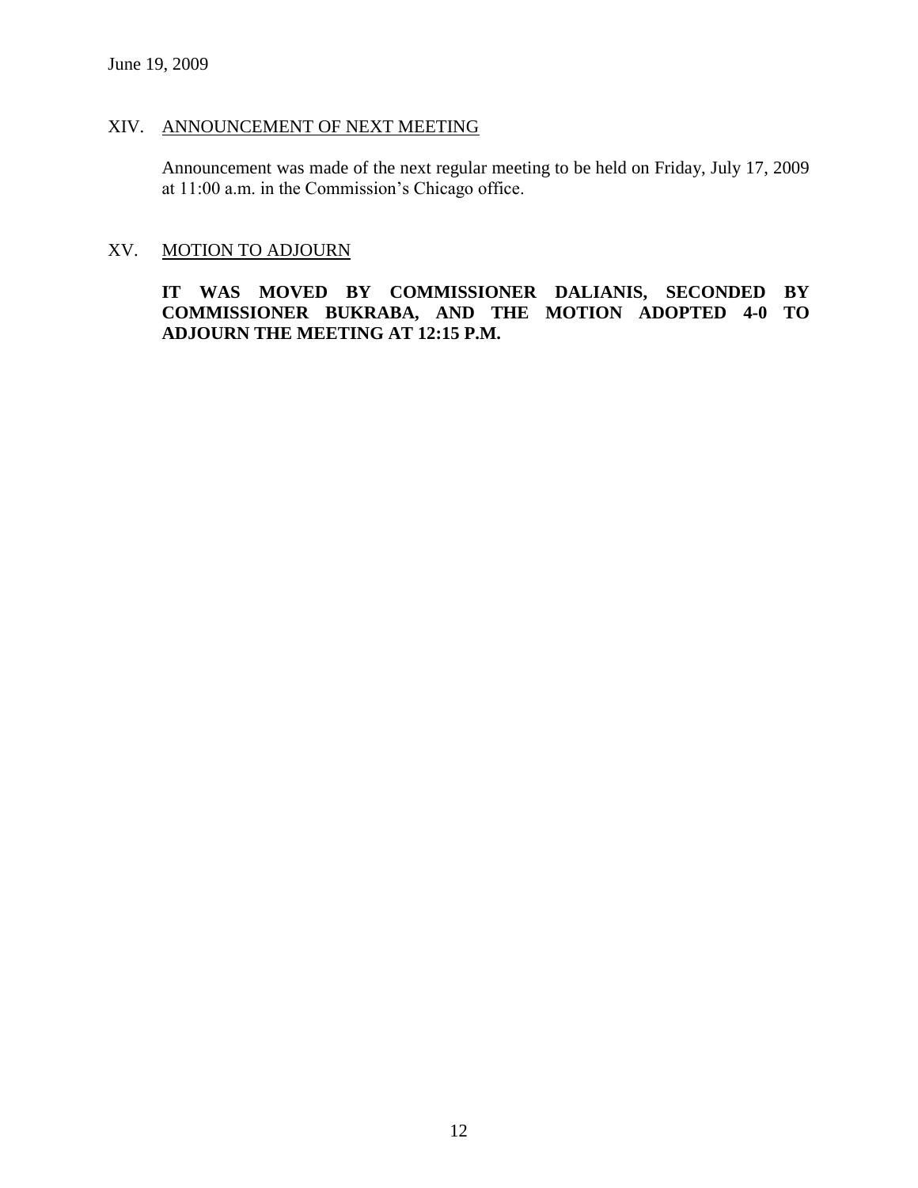## XIV. ANNOUNCEMENT OF NEXT MEETING

Announcement was made of the next regular meeting to be held on Friday, July 17, 2009 at 11:00 a.m. in the Commission's Chicago office.

## XV. MOTION TO ADJOURN

**IT WAS MOVED BY COMMISSIONER DALIANIS, SECONDED BY COMMISSIONER BUKRABA, AND THE MOTION ADOPTED 4-0 TO ADJOURN THE MEETING AT 12:15 P.M.**